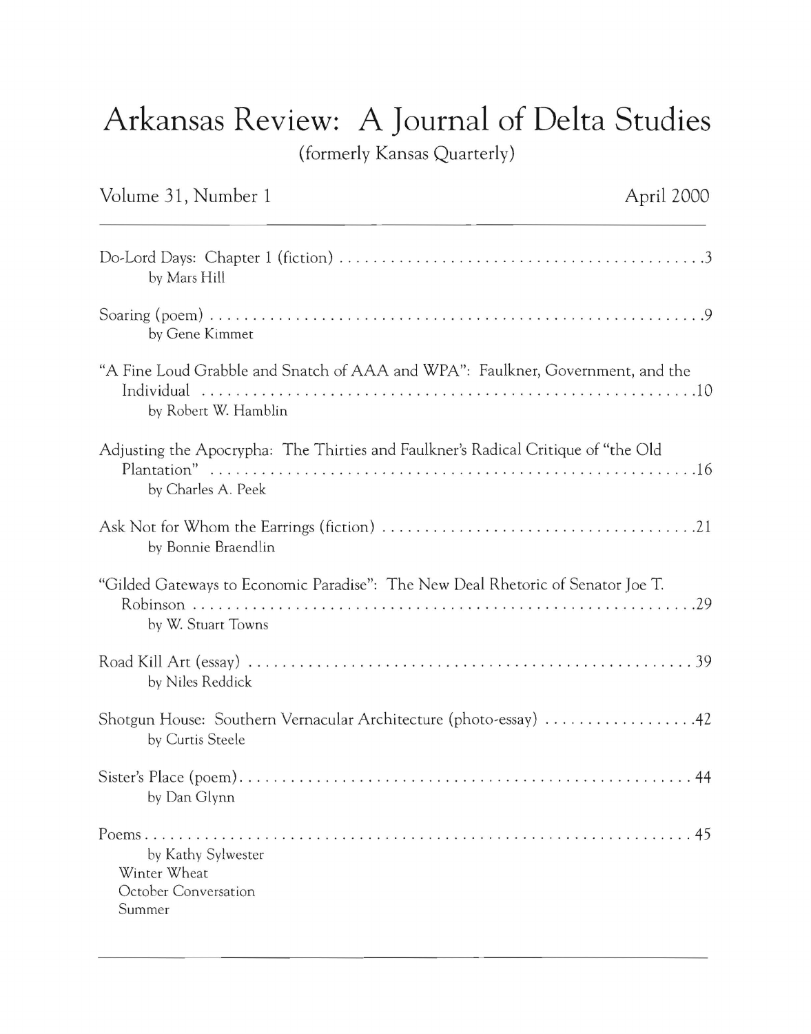# Arkansas Review: A Journal of Delta Studies

(formerly Kansas Quarterly)

Volume 31, Number 1 April 2000

---

Do-Lord Days: Chapter 1 (fiction) . . . . . . . . . . . . . . . . . . . . . . . . . . . . . . . . . . . . . . . . . . .3
by Mars Hill

Soaring (poem) . . . . . . . . . . . . . . . . . . . . . . . . . . . . . . . . . . . . . . . . . . . . . . . . . . . . . . . . . .9
by Gene Kimmet

"A Fine Loud Grabble and Snatch of AAA and WPA": Faulkner, Government, and the Individual . . . . . . . . . . . . . . . . . . . . . . . . . . . . . . . . . . . . . . . . . . . . . . . . . . . . . . . . .10
by Robert W. Hamblin

Adjusting the Apocrypha: The Thirties and Faulkner's Radical Critique of "the Old Plantation" . . . . . . . . . . . . . . . . . . . . . . . . . . . . . . . . . . . . . . . . . . . . . . . . . . . . . . . .16
by Charles A. Peek

Ask Not for Whom the Earrings (fiction) . . . . . . . . . . . . . . . . . . . . . . . . . . . . . . . . . . . .21
by Bonnie Braendlin

"Gilded Gateways to Economic Paradise": The New Deal Rhetoric of Senator Joe T. Robinson . . . . . . . . . . . . . . . . . . . . . . . . . . . . . . . . . . . . . . . . . . . . . . . . . . . . . . . . .29
by W. Stuart Towns

Road Kill Art (essay) . . . . . . . . . . . . . . . . . . . . . . . . . . . . . . . . . . . . . . . . . . . . . . . . . . . 39
by Niles Reddick

Shotgun House: Southern Vernacular Architecture (photo-essay) . . . . . . . . . . . . . . . . . .42
by Curtis Steele

Sister's Place (poem). . . . . . . . . . . . . . . . . . . . . . . . . . . . . . . . . . . . . . . . . . . . . . . . . . . . 44
by Dan Glynn

Poems . . . . . . . . . . . . . . . . . . . . . . . . . . . . . . . . . . . . . . . . . . . . . . . . . . . . . . . . . . . . . . . 45
by Kathy Sylwester
Winter Wheat
October Conversation
Summer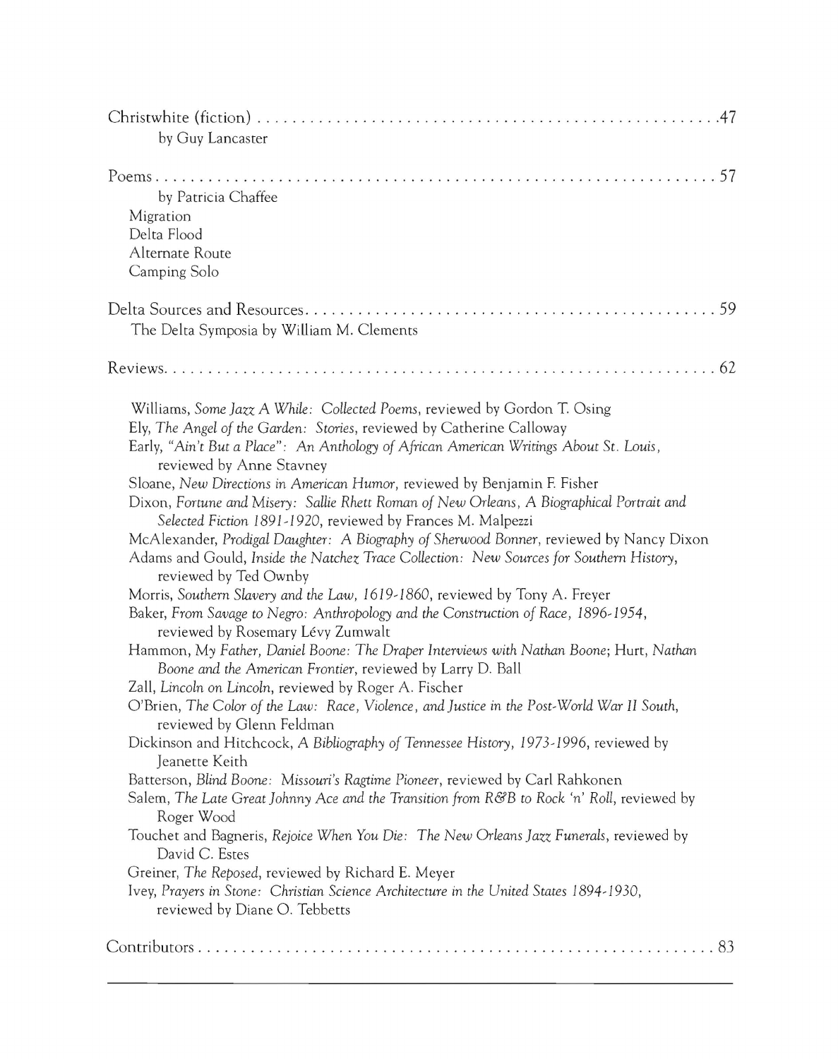Christwhite (fiction) . . . . . . . . . . . . . . . . . . . . . . . . . . . . . . . . . . . . . . . . . . . . . . . . . . . . . . . . .47
by Guy Lancaster

Poems . . . . . . . . . . . . . . . . . . . . . . . . . . . . . . . . . . . . . . . . . . . . . . . . . . . . . . . . . . . . . . . . . 57
by Patricia Chaffee
Migration
Delta Flood
Alternate Route
Camping Solo

Delta Sources and Resources. . . . . . . . . . . . . . . . . . . . . . . . . . . . . . . . . . . . . . . . . . . . . . . 59
The Delta Symposia by William M. Clements

Reviews. . . . . . . . . . . . . . . . . . . . . . . . . . . . . . . . . . . . . . . . . . . . . . . . . . . . . . . . . . . . . . . . 62

Williams, *Some Jazz A While: Collected Poems*, reviewed by Gordon T. Osing
Ely, *The Angel of the Garden: Stories*, reviewed by Catherine Calloway
Early, *"Ain't But a Place": An Anthology of African American Writings About St. Louis*, reviewed by Anne Stavney
Sloane, *New Directions in American Humor*, reviewed by Benjamin F. Fisher
Dixon, *Fortune and Misery: Sallie Rhett Roman of New Orleans, A Biographical Portrait and Selected Fiction 1891-1920*, reviewed by Frances M. Malpezzi
McAlexander, *Prodigal Daughter: A Biography of Sherwood Bonner*, reviewed by Nancy Dixon
Adams and Gould, *Inside the Natchez Trace Collection: New Sources for Southern History*, reviewed by Ted Ownby
Morris, *Southern Slavery and the Law, 1619-1860*, reviewed by Tony A. Freyer
Baker, *From Savage to Negro: Anthropology and the Construction of Race, 1896-1954*, reviewed by Rosemary Lévy Zumwalt
Hammon, *My Father, Daniel Boone: The Draper Interviews with Nathan Boone*; Hurt, *Nathan Boone and the American Frontier*, reviewed by Larry D. Ball
Zall, *Lincoln on Lincoln*, reviewed by Roger A. Fischer
O'Brien, *The Color of the Law: Race, Violence, and Justice in the Post-World War II South*, reviewed by Glenn Feldman
Dickinson and Hitchcock, *A Bibliography of Tennessee History, 1973-1996*, reviewed by Jeanette Keith
Batterson, *Blind Boone: Missouri's Ragtime Pioneer*, reviewed by Carl Rahkonen
Salem, *The Late Great Johnny Ace and the Transition from R&B to Rock 'n' Roll*, reviewed by Roger Wood
Touchet and Bagneris, *Rejoice When You Die: The New Orleans Jazz Funerals*, reviewed by David C. Estes
Greiner, *The Reposed*, reviewed by Richard E. Meyer
Ivey, *Prayers in Stone: Christian Science Architecture in the United States 1894-1930*, reviewed by Diane O. Tebbetts

Contributors . . . . . . . . . . . . . . . . . . . . . . . . . . . . . . . . . . . . . . . . . . . . . . . . . . . . . . . . . . . . 83